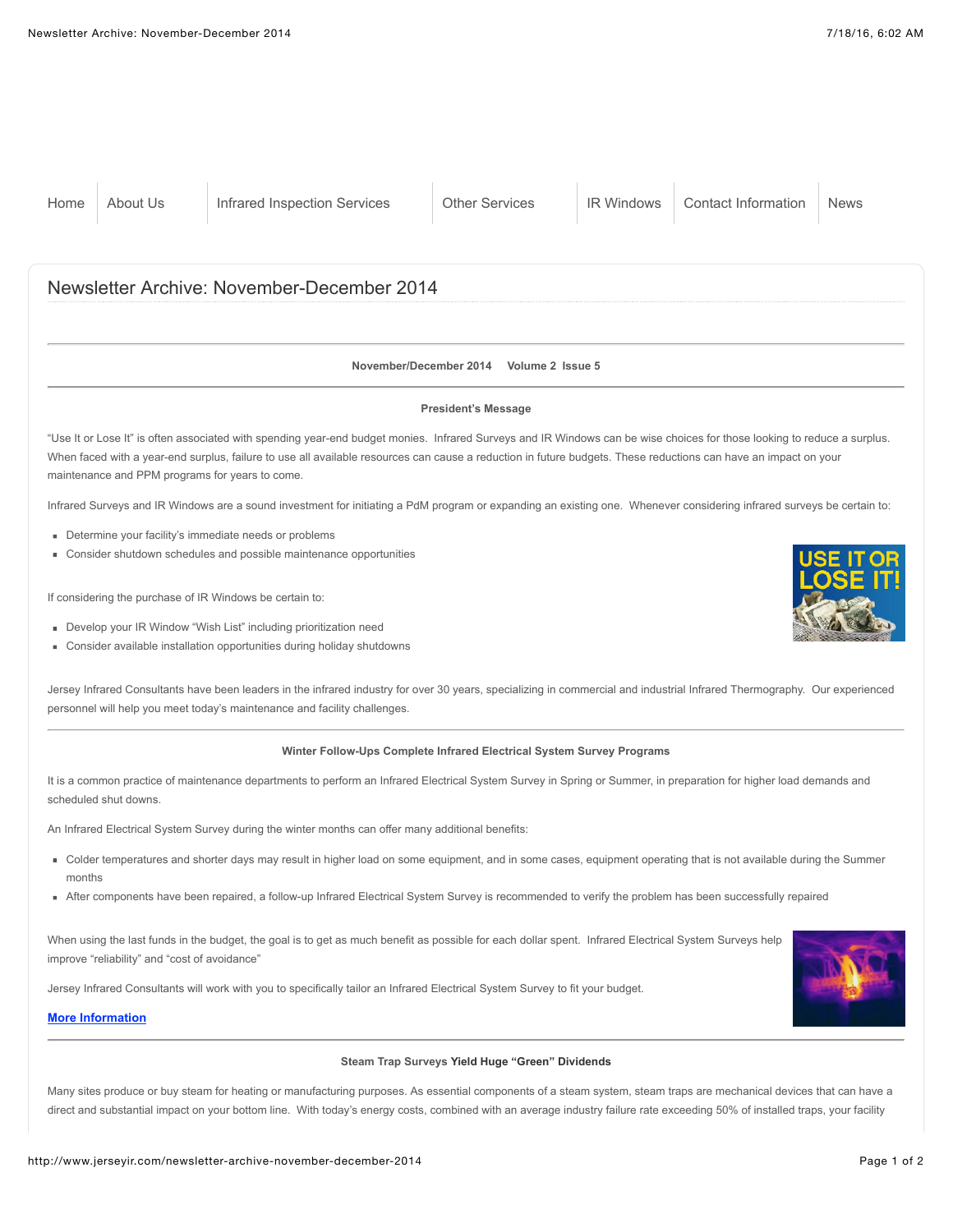Home | About Us | Infrared Inspection Services | Other Services | IR Windows | Contact Information | News

# Newsletter Archive: November-December 2014

**November/December 2014 Volume 2 Issue 5**

---

**President's Message**

"Use It or Lose It" is often associated with spending year-end budget monies. Infrared Surveys and IR Windows can be wise choices for those looking to reduce a surplus. When faced with a year-end surplus, failure to use all available resources can cause a reduction in future budgets. These reductions can have an impact on your maintenance and PPM programs for years to come.

Infrared Surveys and IR Windows are a sound investment for initiating a PdM program or expanding an existing one. Whenever considering infrared surveys be certain to:

- Determine your facility's immediate needs or problems
- Consider shutdown schedules and possible maintenance opportunities

If considering the purchase of IR Windows be certain to:

- Develop your IR Window "Wish List" including prioritization need
- Consider available installation opportunities during holiday shutdowns

Jersey Infrared Consultants have been leaders in the infrared industry for over 30 years, specializing in commercial and industrial Infrared Thermography. Our experienced personnel will help you meet today's maintenance and facility challenges.

---

**Winter Follow-Ups Complete Infrared Electrical System Survey Programs**

It is a common practice of maintenance departments to perform an Infrared Electrical System Survey in Spring or Summer, in preparation for higher load demands and scheduled shut downs.

An Infrared Electrical System Survey during the winter months can offer many additional benefits:

- Colder temperatures and shorter days may result in higher load on some equipment, and in some cases, equipment operating that is not available during the Summer months
- After components have been repaired, a follow-up Infrared Electrical System Survey is recommended to verify the problem has been successfully repaired

When using the last funds in the budget, the goal is to get as much benefit as possible for each dollar spent. Infrared Electrical System Surveys help improve "reliability" and "cost of avoidance"

Jersey Infrared Consultants will work with you to specifically tailor an Infrared Electrical System Survey to fit your budget.

**More Information**

---

**Steam Trap Surveys Yield Huge "Green" Dividends**

Many sites produce or buy steam for heating or manufacturing purposes. As essential components of a steam system, steam traps are mechanical devices that can have a direct and substantial impact on your bottom line. With today's energy costs, combined with an average industry failure rate exceeding 50% of installed traps, your facility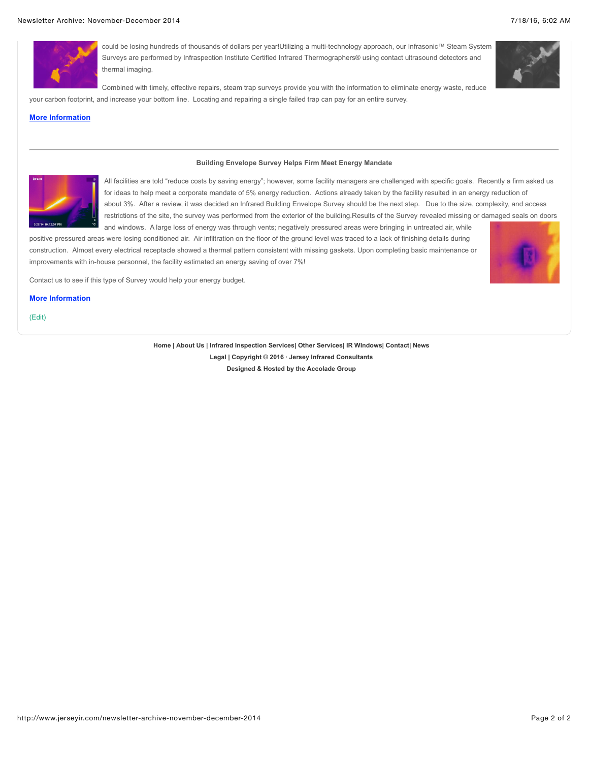could be losing hundreds of thousands of dollars per year!Utilizing a multi-technology approach, our Infrasonic™ Steam System Surveys are performed by Infraspection Institute Certified Infrared Thermographers® using contact ultrasound detectors and thermal imaging.

Combined with timely, effective repairs, steam trap surveys provide you with the information to eliminate energy waste, reduce your carbon footprint, and increase your bottom line. Locating and repairing a single failed trap can pay for an entire survey.

**More Information**

---

**Building Envelope Survey Helps Firm Meet Energy Mandate**

All facilities are told "reduce costs by saving energy"; however, some facility managers are challenged with specific goals. Recently a firm asked us for ideas to help meet a corporate mandate of 5% energy reduction. Actions already taken by the facility resulted in an energy reduction of about 3%. After a review, it was decided an Infrared Building Envelope Survey should be the next step. Due to the size, complexity, and access restrictions of the site, the survey was performed from the exterior of the building.Results of the Survey revealed missing or damaged seals on doors and windows. A large loss of energy was through vents; negatively pressured areas were bringing in untreated air, while positive pressured areas were losing conditioned air. Air infiltration on the floor of the ground level was traced to a lack of finishing details during construction. Almost every electrical receptacle showed a thermal pattern consistent with missing gaskets. Upon completing basic maintenance or improvements with in-house personnel, the facility estimated an energy saving of over 7%!

Contact us to see if this type of Survey would help your energy budget.

**More Information**

(Edit)

**Home | About Us | Infrared Inspection Services| Other Services| IR WIndows| Contact| News**

**Legal | Copyright © 2016 · Jersey Infrared Consultants**

**Designed & Hosted by the Accolade Group**